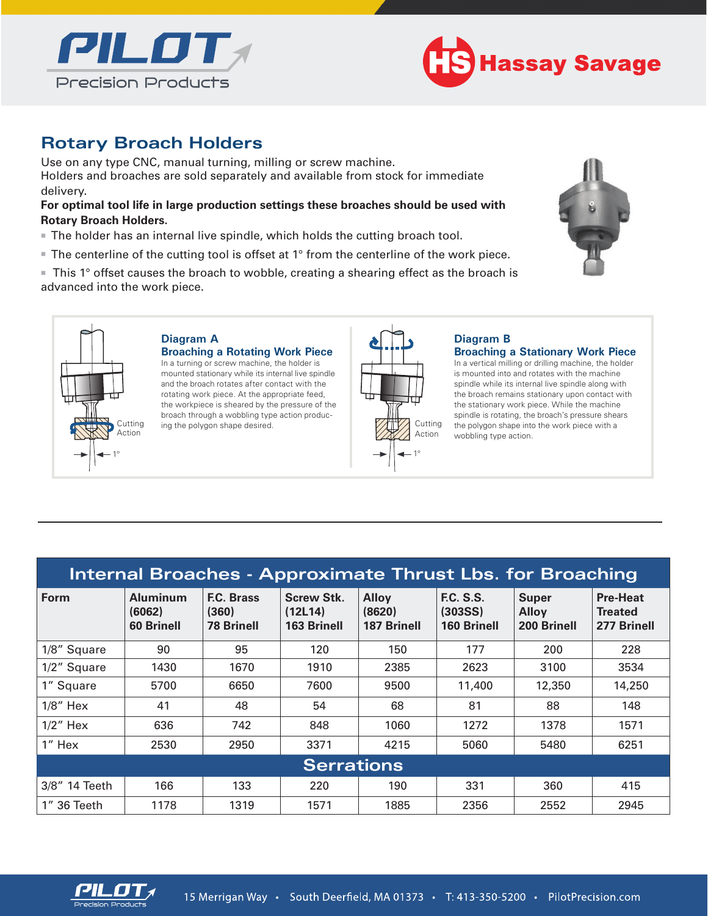# Rotary Broach Holders

Use on any type CNC, manual turning, milling or screw machine.
Holders and broaches are sold separately and available from stock for immediate delivery.

**For optimal tool life in large production settings these broaches should be used with Rotary Broach Holders.**

- The holder has an internal live spindle, which holds the cutting broach tool.
- The centerline of the cutting tool is offset at 1° from the centerline of the work piece.
- This 1° offset causes the broach to wobble, creating a shearing effect as the broach is advanced into the work piece.

Cutting Action

1°

### Diagram A
### Broaching a Rotating Work Piece

In a turning or screw machine, the holder is mounted stationary while its internal live spindle and the broach rotates after contact with the rotating work piece. At the appropriate feed, the workpiece is sheared by the pressure of the broach through a wobbling type action producing the polygon shape desired.

Cutting Action

1°

### Diagram B
### Broaching a Stationary Work Piece

In a vertical milling or drilling machine, the holder is mounted into and rotates with the machine spindle while its internal live spindle along with the broach remains stationary upon contact with the stationary work piece. While the machine spindle is rotating, the broach's pressure shears the polygon shape into the work piece with a wobbling type action.

## Internal Broaches - Approximate Thrust Lbs. for Broaching

| Form | Aluminum (6062) 60 Brinell | F.C. Brass (360) 78 Brinell | Screw Stk. (12L14) 163 Brinell | Alloy (8620) 187 Brinell | F.C. S.S. (303SS) 160 Brinell | Super Alloy 200 Brinell | Pre-Heat Treated 277 Brinell |
|---|---|---|---|---|---|---|---|
| 1/8" Square | 90 | 95 | 120 | 150 | 177 | 200 | 228 |
| 1/2" Square | 1430 | 1670 | 1910 | 2385 | 2623 | 3100 | 3534 |
| 1" Square | 5700 | 6650 | 7600 | 9500 | 11,400 | 12,350 | 14,250 |
| 1/8" Hex | 41 | 48 | 54 | 68 | 81 | 88 | 148 |
| 1/2" Hex | 636 | 742 | 848 | 1060 | 1272 | 1378 | 1571 |
| 1" Hex | 2530 | 2950 | 3371 | 4215 | 5060 | 5480 | 6251 |
| **Serrations** | | | | | | | |
| 3/8" 14 Teeth | 166 | 133 | 220 | 190 | 331 | 360 | 415 |
| 1" 36 Teeth | 1178 | 1319 | 1571 | 1885 | 2356 | 2552 | 2945 |

15 Merrigan Way • South Deerfield, MA 01373 • T: 413-350-5200 • PilotPrecision.com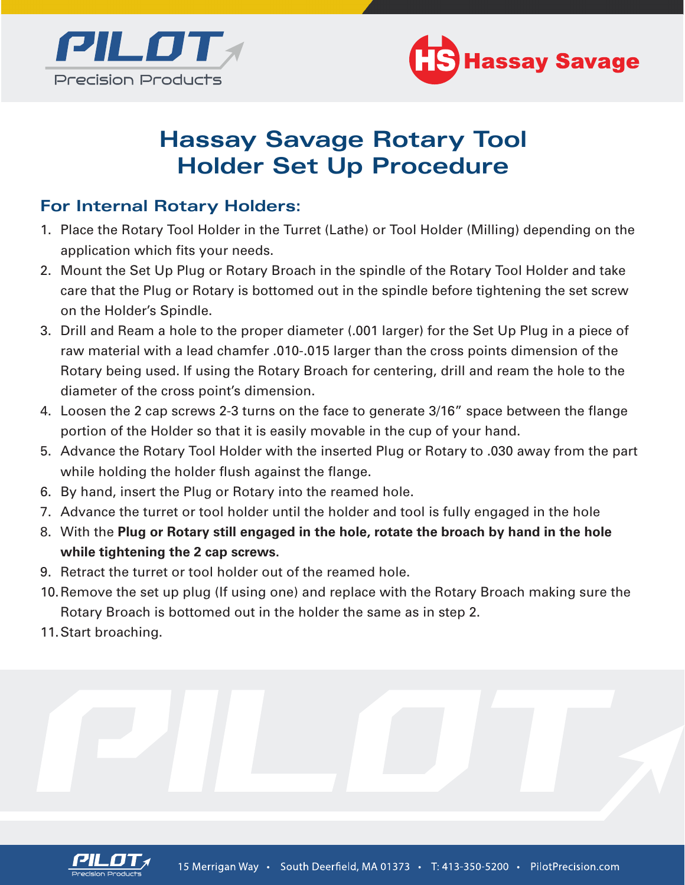# Hassay Savage Rotary Tool Holder Set Up Procedure

## For Internal Rotary Holders:

1. Place the Rotary Tool Holder in the Turret (Lathe) or Tool Holder (Milling) depending on the application which fits your needs.
2. Mount the Set Up Plug or Rotary Broach in the spindle of the Rotary Tool Holder and take care that the Plug or Rotary is bottomed out in the spindle before tightening the set screw on the Holder's Spindle.
3. Drill and Ream a hole to the proper diameter (.001 larger) for the Set Up Plug in a piece of raw material with a lead chamfer .010-.015 larger than the cross points dimension of the Rotary being used. If using the Rotary Broach for centering, drill and ream the hole to the diameter of the cross point's dimension.
4. Loosen the 2 cap screws 2-3 turns on the face to generate 3/16" space between the flange portion of the Holder so that it is easily movable in the cup of your hand.
5. Advance the Rotary Tool Holder with the inserted Plug or Rotary to .030 away from the part while holding the holder flush against the flange.
6. By hand, insert the Plug or Rotary into the reamed hole.
7. Advance the turret or tool holder until the holder and tool is fully engaged in the hole
8. With the **Plug or Rotary still engaged in the hole, rotate the broach by hand in the hole while tightening the 2 cap screws**.
9. Retract the turret or tool holder out of the reamed hole.
10. Remove the set up plug (If using one) and replace with the Rotary Broach making sure the Rotary Broach is bottomed out in the holder the same as in step 2.
11. Start broaching.